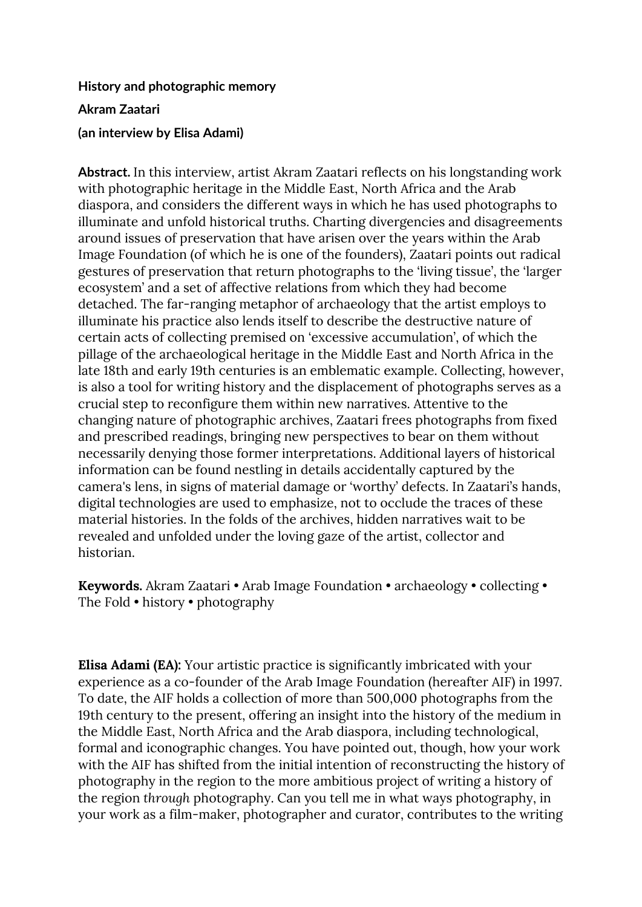**History and photographic memory**

**Akram Zaatari**

**(an interview by Elisa Adami)**

**Abstract.** In this interview, artist Akram Zaatari reflects on his longstanding work with photographic heritage in the Middle East, North Africa and the Arab diaspora, and considers the different ways in which he has used photographs to illuminate and unfold historical truths. Charting divergencies and disagreements around issues of preservation that have arisen over the years within the Arab Image Foundation (of which he is one of the founders), Zaatari points out radical gestures of preservation that return photographs to the 'living tissue', the 'larger ecosystem' and a set of affective relations from which they had become detached. The far-ranging metaphor of archaeology that the artist employs to illuminate his practice also lends itself to describe the destructive nature of certain acts of collecting premised on 'excessive accumulation', of which the pillage of the archaeological heritage in the Middle East and North Africa in the late 18th and early 19th centuries is an emblematic example. Collecting, however, is also a tool for writing history and the displacement of photographs serves as a crucial step to reconfigure them within new narratives. Attentive to the changing nature of photographic archives, Zaatari frees photographs from fixed and prescribed readings, bringing new perspectives to bear on them without necessarily denying those former interpretations. Additional layers of historical information can be found nestling in details accidentally captured by the camera's lens, in signs of material damage or 'worthy' defects. In Zaatari's hands, digital technologies are used to emphasize, not to occlude the traces of these material histories. In the folds of the archives, hidden narratives wait to be revealed and unfolded under the loving gaze of the artist, collector and historian.

**Keywords.** Akram Zaatari • Arab Image Foundation • archaeology • collecting • The Fold • history • photography

**Elisa Adami (EA):** Your artistic practice is significantly imbricated with your experience as a co-founder of the Arab Image Foundation (hereafter AIF) in 1997. To date, the AIF holds a collection of more than 500,000 photographs from the 19th century to the present, offering an insight into the history of the medium in the Middle East, North Africa and the Arab diaspora, including technological, formal and iconographic changes. You have pointed out, though, how your work with the AIF has shifted from the initial intention of reconstructing the history of photography in the region to the more ambitious project of writing a history of the region *through* photography. Can you tell me in what ways photography, in your work as a film-maker, photographer and curator, contributes to the writing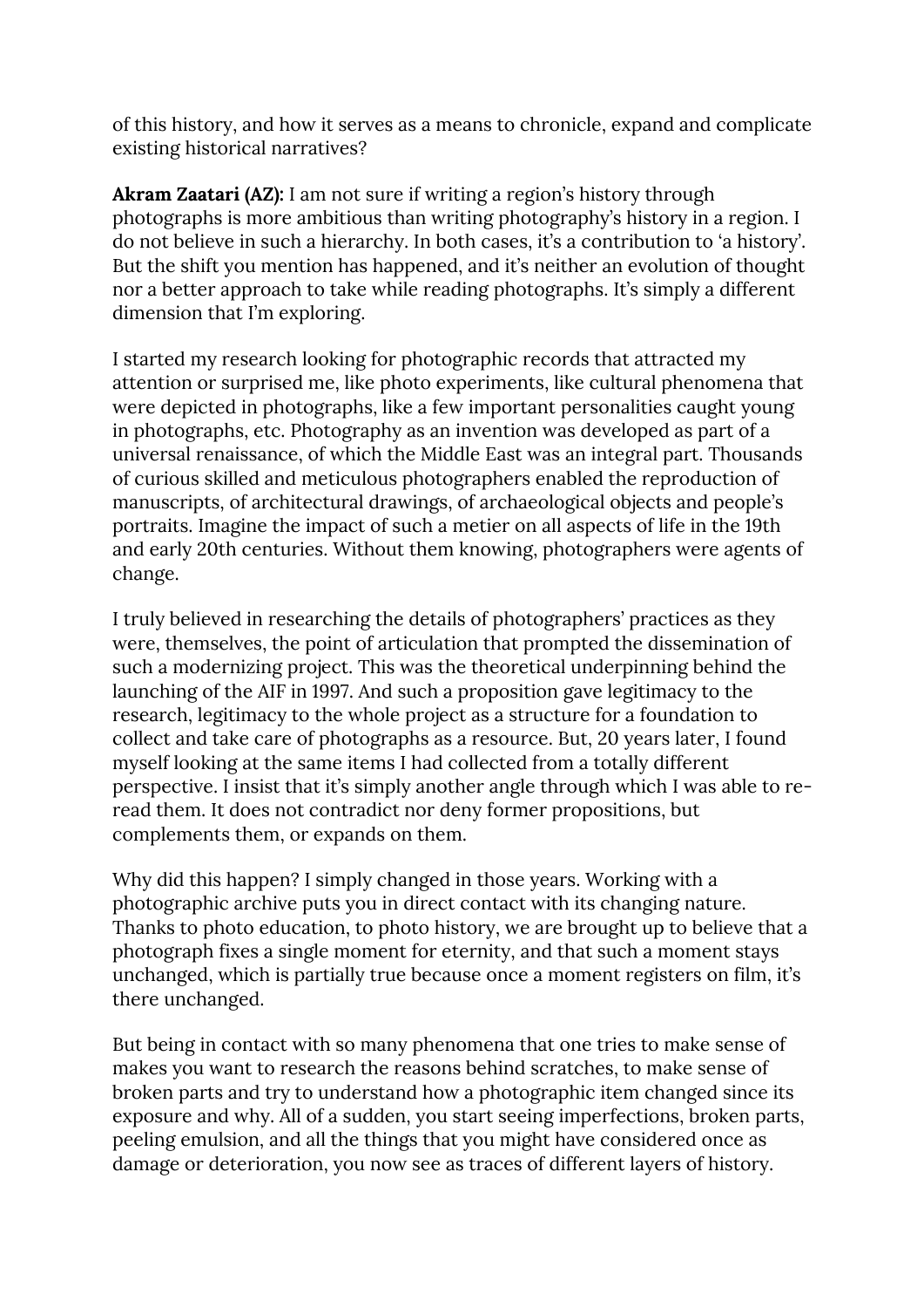of this history, and how it serves as a means to chronicle, expand and complicate existing historical narratives?

**Akram Zaatari (AZ):** I am not sure if writing a region's history through photographs is more ambitious than writing photography's history in a region. I do not believe in such a hierarchy. In both cases, it's a contribution to 'a history'. But the shift you mention has happened, and it's neither an evolution of thought nor a better approach to take while reading photographs. It's simply a different dimension that I'm exploring.

I started my research looking for photographic records that attracted my attention or surprised me, like photo experiments, like cultural phenomena that were depicted in photographs, like a few important personalities caught young in photographs, etc. Photography as an invention was developed as part of a universal renaissance, of which the Middle East was an integral part. Thousands of curious skilled and meticulous photographers enabled the reproduction of manuscripts, of architectural drawings, of archaeological objects and people's portraits. Imagine the impact of such a metier on all aspects of life in the 19th and early 20th centuries. Without them knowing, photographers were agents of change.

I truly believed in researching the details of photographers' practices as they were, themselves, the point of articulation that prompted the dissemination of such a modernizing project. This was the theoretical underpinning behind the launching of the AIF in 1997. And such a proposition gave legitimacy to the research, legitimacy to the whole project as a structure for a foundation to collect and take care of photographs as a resource. But, 20 years later, I found myself looking at the same items I had collected from a totally different perspective. I insist that it's simply another angle through which I was able to re-read them. It does not contradict nor deny former propositions, but complements them, or expands on them.

Why did this happen? I simply changed in those years. Working with a photographic archive puts you in direct contact with its changing nature. Thanks to photo education, to photo history, we are brought up to believe that a photograph fixes a single moment for eternity, and that such a moment stays unchanged, which is partially true because once a moment registers on film, it's there unchanged.

But being in contact with so many phenomena that one tries to make sense of makes you want to research the reasons behind scratches, to make sense of broken parts and try to understand how a photographic item changed since its exposure and why. All of a sudden, you start seeing imperfections, broken parts, peeling emulsion, and all the things that you might have considered once as damage or deterioration, you now see as traces of different layers of history.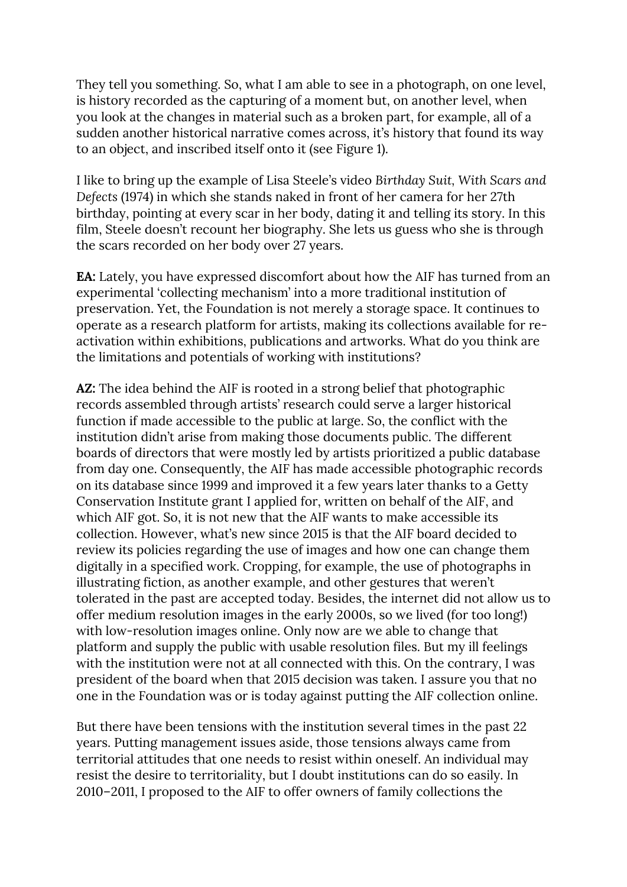They tell you something. So, what I am able to see in a photograph, on one level, is history recorded as the capturing of a moment but, on another level, when you look at the changes in material such as a broken part, for example, all of a sudden another historical narrative comes across, it's history that found its way to an object, and inscribed itself onto it (see Figure 1).

I like to bring up the example of Lisa Steele's video *Birthday Suit, With Scars and Defects* (1974) in which she stands naked in front of her camera for her 27th birthday, pointing at every scar in her body, dating it and telling its story. In this film, Steele doesn't recount her biography. She lets us guess who she is through the scars recorded on her body over 27 years.

**EA:** Lately, you have expressed discomfort about how the AIF has turned from an experimental 'collecting mechanism' into a more traditional institution of preservation. Yet, the Foundation is not merely a storage space. It continues to operate as a research platform for artists, making its collections available for re-activation within exhibitions, publications and artworks. What do you think are the limitations and potentials of working with institutions?

**AZ:** The idea behind the AIF is rooted in a strong belief that photographic records assembled through artists' research could serve a larger historical function if made accessible to the public at large. So, the conflict with the institution didn't arise from making those documents public. The different boards of directors that were mostly led by artists prioritized a public database from day one. Consequently, the AIF has made accessible photographic records on its database since 1999 and improved it a few years later thanks to a Getty Conservation Institute grant I applied for, written on behalf of the AIF, and which AIF got. So, it is not new that the AIF wants to make accessible its collection. However, what's new since 2015 is that the AIF board decided to review its policies regarding the use of images and how one can change them digitally in a specified work. Cropping, for example, the use of photographs in illustrating fiction, as another example, and other gestures that weren't tolerated in the past are accepted today. Besides, the internet did not allow us to offer medium resolution images in the early 2000s, so we lived (for too long!) with low-resolution images online. Only now are we able to change that platform and supply the public with usable resolution files. But my ill feelings with the institution were not at all connected with this. On the contrary, I was president of the board when that 2015 decision was taken. I assure you that no one in the Foundation was or is today against putting the AIF collection online.

But there have been tensions with the institution several times in the past 22 years. Putting management issues aside, those tensions always came from territorial attitudes that one needs to resist within oneself. An individual may resist the desire to territoriality, but I doubt institutions can do so easily. In 2010–2011, I proposed to the AIF to offer owners of family collections the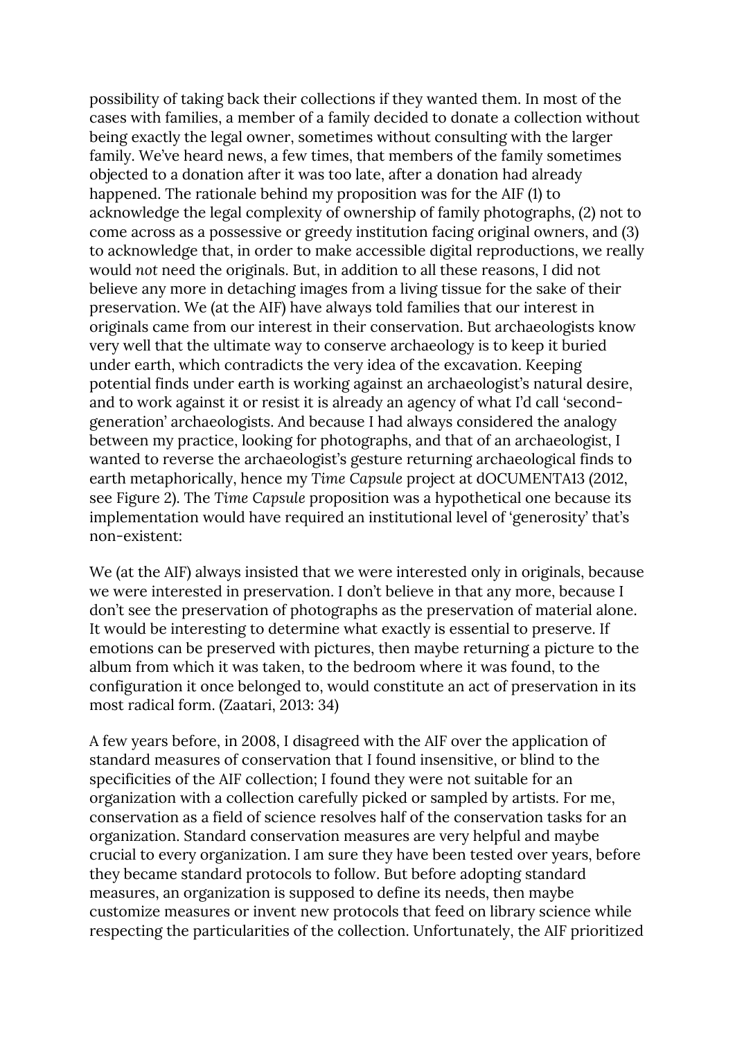possibility of taking back their collections if they wanted them. In most of the cases with families, a member of a family decided to donate a collection without being exactly the legal owner, sometimes without consulting with the larger family. We've heard news, a few times, that members of the family sometimes objected to a donation after it was too late, after a donation had already happened. The rationale behind my proposition was for the AIF (1) to acknowledge the legal complexity of ownership of family photographs, (2) not to come across as a possessive or greedy institution facing original owners, and (3) to acknowledge that, in order to make accessible digital reproductions, we really would *not* need the originals. But, in addition to all these reasons, I did not believe any more in detaching images from a living tissue for the sake of their preservation. We (at the AIF) have always told families that our interest in originals came from our interest in their conservation. But archaeologists know very well that the ultimate way to conserve archaeology is to keep it buried under earth, which contradicts the very idea of the excavation. Keeping potential finds under earth is working against an archaeologist's natural desire, and to work against it or resist it is already an agency of what I'd call 'second-generation' archaeologists. And because I had always considered the analogy between my practice, looking for photographs, and that of an archaeologist, I wanted to reverse the archaeologist's gesture returning archaeological finds to earth metaphorically, hence my *Time Capsule* project at dOCUMENTA13 (2012, see Figure 2). The *Time Capsule* proposition was a hypothetical one because its implementation would have required an institutional level of 'generosity' that's non-existent:

We (at the AIF) always insisted that we were interested only in originals, because we were interested in preservation. I don't believe in that any more, because I don't see the preservation of photographs as the preservation of material alone. It would be interesting to determine what exactly is essential to preserve. If emotions can be preserved with pictures, then maybe returning a picture to the album from which it was taken, to the bedroom where it was found, to the configuration it once belonged to, would constitute an act of preservation in its most radical form. (Zaatari, 2013: 34)

A few years before, in 2008, I disagreed with the AIF over the application of standard measures of conservation that I found insensitive, or blind to the specificities of the AIF collection; I found they were not suitable for an organization with a collection carefully picked or sampled by artists. For me, conservation as a field of science resolves half of the conservation tasks for an organization. Standard conservation measures are very helpful and maybe crucial to every organization. I am sure they have been tested over years, before they became standard protocols to follow. But before adopting standard measures, an organization is supposed to define its needs, then maybe customize measures or invent new protocols that feed on library science while respecting the particularities of the collection. Unfortunately, the AIF prioritized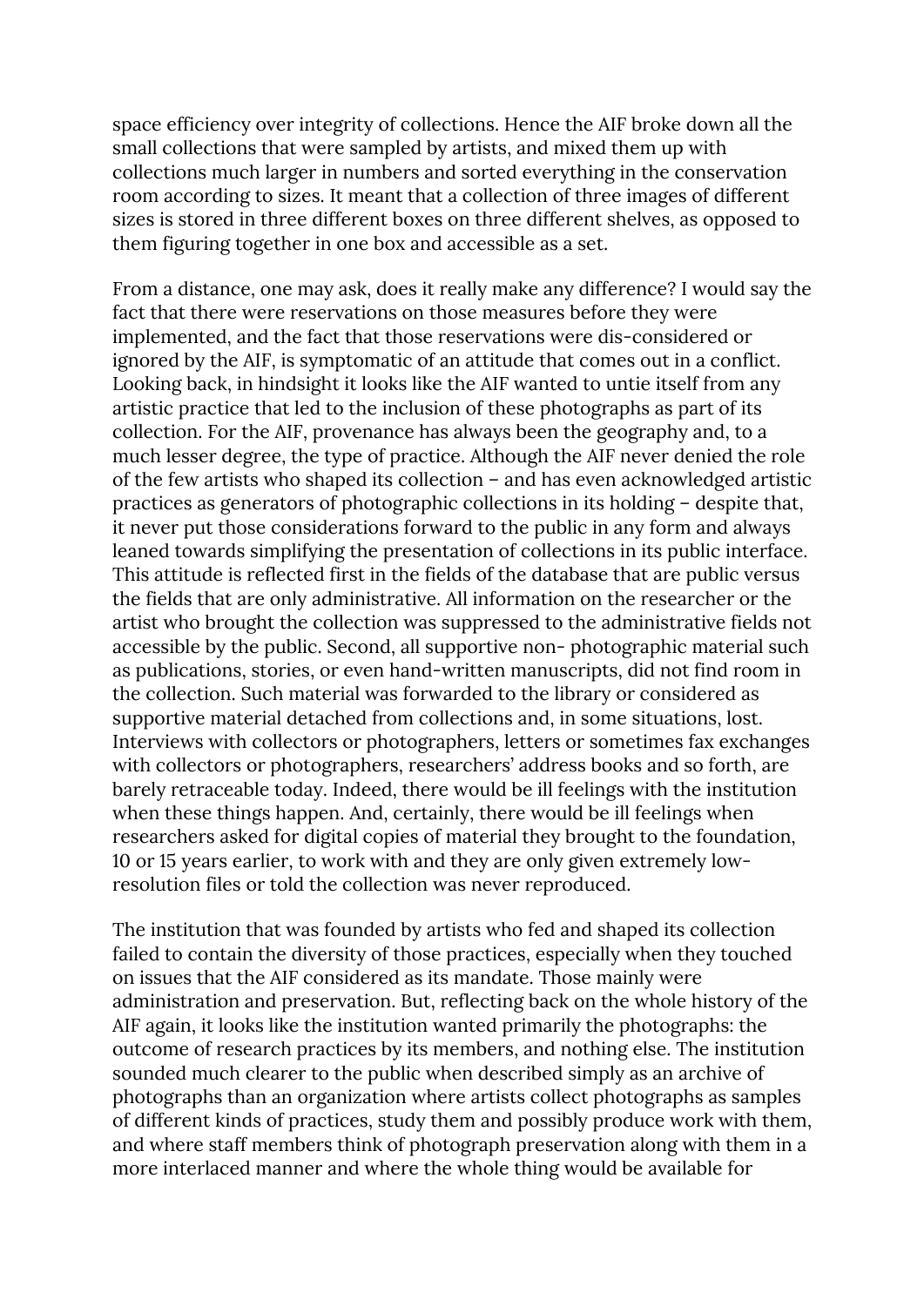space efficiency over integrity of collections. Hence the AIF broke down all the small collections that were sampled by artists, and mixed them up with collections much larger in numbers and sorted everything in the conservation room according to sizes. It meant that a collection of three images of different sizes is stored in three different boxes on three different shelves, as opposed to them figuring together in one box and accessible as a set.

From a distance, one may ask, does it really make any difference? I would say the fact that there were reservations on those measures before they were implemented, and the fact that those reservations were dis-considered or ignored by the AIF, is symptomatic of an attitude that comes out in a conflict. Looking back, in hindsight it looks like the AIF wanted to untie itself from any artistic practice that led to the inclusion of these photographs as part of its collection. For the AIF, provenance has always been the geography and, to a much lesser degree, the type of practice. Although the AIF never denied the role of the few artists who shaped its collection – and has even acknowledged artistic practices as generators of photographic collections in its holding – despite that, it never put those considerations forward to the public in any form and always leaned towards simplifying the presentation of collections in its public interface. This attitude is reflected first in the fields of the database that are public versus the fields that are only administrative. All information on the researcher or the artist who brought the collection was suppressed to the administrative fields not accessible by the public. Second, all supportive non- photographic material such as publications, stories, or even hand-written manuscripts, did not find room in the collection. Such material was forwarded to the library or considered as supportive material detached from collections and, in some situations, lost. Interviews with collectors or photographers, letters or sometimes fax exchanges with collectors or photographers, researchers' address books and so forth, are barely retraceable today. Indeed, there would be ill feelings with the institution when these things happen. And, certainly, there would be ill feelings when researchers asked for digital copies of material they brought to the foundation, 10 or 15 years earlier, to work with and they are only given extremely low-resolution files or told the collection was never reproduced.

The institution that was founded by artists who fed and shaped its collection failed to contain the diversity of those practices, especially when they touched on issues that the AIF considered as its mandate. Those mainly were administration and preservation. But, reflecting back on the whole history of the AIF again, it looks like the institution wanted primarily the photographs: the outcome of research practices by its members, and nothing else. The institution sounded much clearer to the public when described simply as an archive of photographs than an organization where artists collect photographs as samples of different kinds of practices, study them and possibly produce work with them, and where staff members think of photograph preservation along with them in a more interlaced manner and where the whole thing would be available for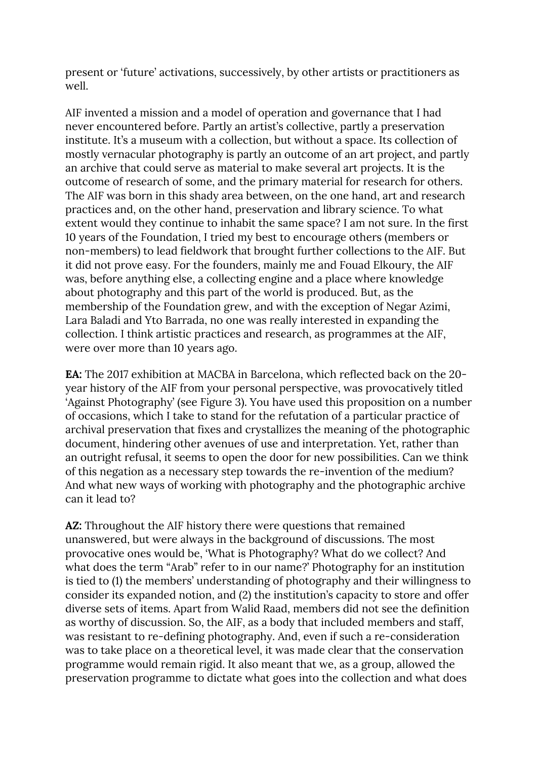present or 'future' activations, successively, by other artists or practitioners as well.

AIF invented a mission and a model of operation and governance that I had never encountered before. Partly an artist's collective, partly a preservation institute. It's a museum with a collection, but without a space. Its collection of mostly vernacular photography is partly an outcome of an art project, and partly an archive that could serve as material to make several art projects. It is the outcome of research of some, and the primary material for research for others. The AIF was born in this shady area between, on the one hand, art and research practices and, on the other hand, preservation and library science. To what extent would they continue to inhabit the same space? I am not sure. In the first 10 years of the Foundation, I tried my best to encourage others (members or non-members) to lead fieldwork that brought further collections to the AIF. But it did not prove easy. For the founders, mainly me and Fouad Elkoury, the AIF was, before anything else, a collecting engine and a place where knowledge about photography and this part of the world is produced. But, as the membership of the Foundation grew, and with the exception of Negar Azimi, Lara Baladi and Yto Barrada, no one was really interested in expanding the collection. I think artistic practices and research, as programmes at the AIF, were over more than 10 years ago.

**EA:** The 2017 exhibition at MACBA in Barcelona, which reflected back on the 20-year history of the AIF from your personal perspective, was provocatively titled 'Against Photography' (see Figure 3). You have used this proposition on a number of occasions, which I take to stand for the refutation of a particular practice of archival preservation that fixes and crystallizes the meaning of the photographic document, hindering other avenues of use and interpretation. Yet, rather than an outright refusal, it seems to open the door for new possibilities. Can we think of this negation as a necessary step towards the re-invention of the medium? And what new ways of working with photography and the photographic archive can it lead to?

**AZ:** Throughout the AIF history there were questions that remained unanswered, but were always in the background of discussions. The most provocative ones would be, 'What is Photography? What do we collect? And what does the term "Arab" refer to in our name?' Photography for an institution is tied to (1) the members' understanding of photography and their willingness to consider its expanded notion, and (2) the institution's capacity to store and offer diverse sets of items. Apart from Walid Raad, members did not see the definition as worthy of discussion. So, the AIF, as a body that included members and staff, was resistant to re-defining photography. And, even if such a re-consideration was to take place on a theoretical level, it was made clear that the conservation programme would remain rigid. It also meant that we, as a group, allowed the preservation programme to dictate what goes into the collection and what does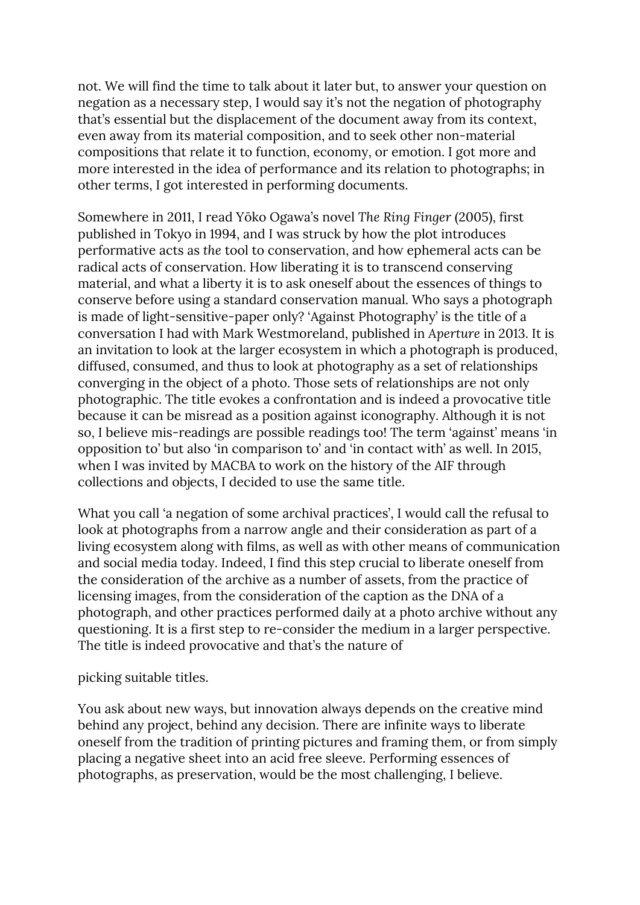not. We will find the time to talk about it later but, to answer your question on negation as a necessary step, I would say it's not the negation of photography that's essential but the displacement of the document away from its context, even away from its material composition, and to seek other non-material compositions that relate it to function, economy, or emotion. I got more and more interested in the idea of performance and its relation to photographs; in other terms, I got interested in performing documents.

Somewhere in 2011, I read Yōko Ogawa's novel *The Ring Finger* (2005), first published in Tokyo in 1994, and I was struck by how the plot introduces performative acts as *the* tool to conservation, and how ephemeral acts can be radical acts of conservation. How liberating it is to transcend conserving material, and what a liberty it is to ask oneself about the essences of things to conserve before using a standard conservation manual. Who says a photograph is made of light-sensitive-paper only? 'Against Photography' is the title of a conversation I had with Mark Westmoreland, published in *Aperture* in 2013. It is an invitation to look at the larger ecosystem in which a photograph is produced, diffused, consumed, and thus to look at photography as a set of relationships converging in the object of a photo. Those sets of relationships are not only photographic. The title evokes a confrontation and is indeed a provocative title because it can be misread as a position against iconography. Although it is not so, I believe mis-readings are possible readings too! The term 'against' means 'in opposition to' but also 'in comparison to' and 'in contact with' as well. In 2015, when I was invited by MACBA to work on the history of the AIF through collections and objects, I decided to use the same title.

What you call 'a negation of some archival practices', I would call the refusal to look at photographs from a narrow angle and their consideration as part of a living ecosystem along with films, as well as with other means of communication and social media today. Indeed, I find this step crucial to liberate oneself from the consideration of the archive as a number of assets, from the practice of licensing images, from the consideration of the caption as the DNA of a photograph, and other practices performed daily at a photo archive without any questioning. It is a first step to re-consider the medium in a larger perspective. The title is indeed provocative and that's the nature of

picking suitable titles.

You ask about new ways, but innovation always depends on the creative mind behind any project, behind any decision. There are infinite ways to liberate oneself from the tradition of printing pictures and framing them, or from simply placing a negative sheet into an acid free sleeve. Performing essences of photographs, as preservation, would be the most challenging, I believe.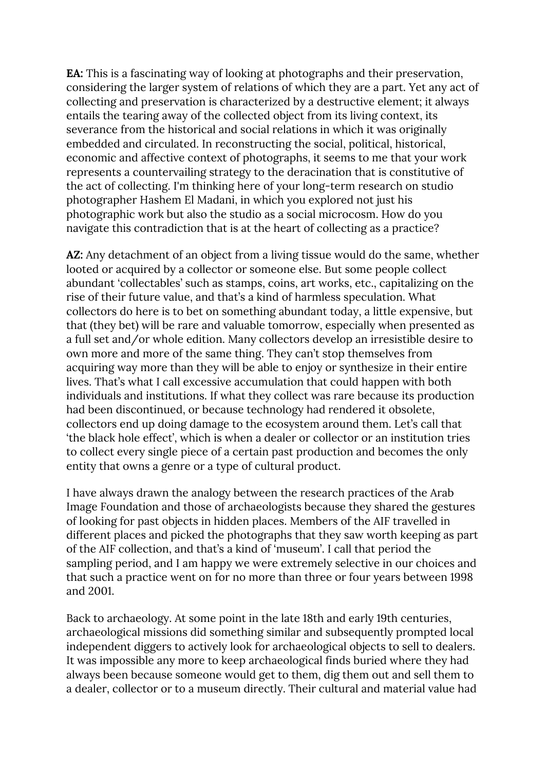**EA:** This is a fascinating way of looking at photographs and their preservation, considering the larger system of relations of which they are a part. Yet any act of collecting and preservation is characterized by a destructive element; it always entails the tearing away of the collected object from its living context, its severance from the historical and social relations in which it was originally embedded and circulated. In reconstructing the social, political, historical, economic and affective context of photographs, it seems to me that your work represents a countervailing strategy to the deracination that is constitutive of the act of collecting. I'm thinking here of your long-term research on studio photographer Hashem El Madani, in which you explored not just his photographic work but also the studio as a social microcosm. How do you navigate this contradiction that is at the heart of collecting as a practice?

**AZ:** Any detachment of an object from a living tissue would do the same, whether looted or acquired by a collector or someone else. But some people collect abundant 'collectables' such as stamps, coins, art works, etc., capitalizing on the rise of their future value, and that's a kind of harmless speculation. What collectors do here is to bet on something abundant today, a little expensive, but that (they bet) will be rare and valuable tomorrow, especially when presented as a full set and/or whole edition. Many collectors develop an irresistible desire to own more and more of the same thing. They can't stop themselves from acquiring way more than they will be able to enjoy or synthesize in their entire lives. That's what I call excessive accumulation that could happen with both individuals and institutions. If what they collect was rare because its production had been discontinued, or because technology had rendered it obsolete, collectors end up doing damage to the ecosystem around them. Let's call that 'the black hole effect', which is when a dealer or collector or an institution tries to collect every single piece of a certain past production and becomes the only entity that owns a genre or a type of cultural product.

I have always drawn the analogy between the research practices of the Arab Image Foundation and those of archaeologists because they shared the gestures of looking for past objects in hidden places. Members of the AIF travelled in different places and picked the photographs that they saw worth keeping as part of the AIF collection, and that's a kind of 'museum'. I call that period the sampling period, and I am happy we were extremely selective in our choices and that such a practice went on for no more than three or four years between 1998 and 2001.

Back to archaeology. At some point in the late 18th and early 19th centuries, archaeological missions did something similar and subsequently prompted local independent diggers to actively look for archaeological objects to sell to dealers. It was impossible any more to keep archaeological finds buried where they had always been because someone would get to them, dig them out and sell them to a dealer, collector or to a museum directly. Their cultural and material value had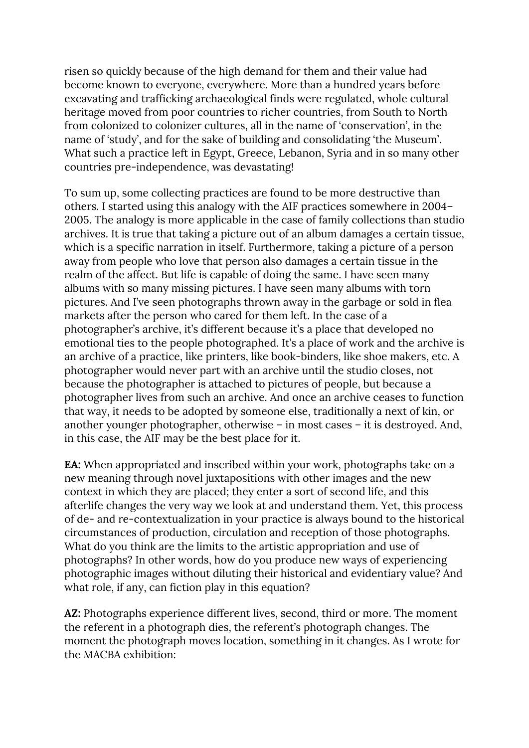risen so quickly because of the high demand for them and their value had become known to everyone, everywhere. More than a hundred years before excavating and trafficking archaeological finds were regulated, whole cultural heritage moved from poor countries to richer countries, from South to North from colonized to colonizer cultures, all in the name of 'conservation', in the name of 'study', and for the sake of building and consolidating 'the Museum'. What such a practice left in Egypt, Greece, Lebanon, Syria and in so many other countries pre-independence, was devastating!

To sum up, some collecting practices are found to be more destructive than others. I started using this analogy with the AIF practices somewhere in 2004–2005. The analogy is more applicable in the case of family collections than studio archives. It is true that taking a picture out of an album damages a certain tissue, which is a specific narration in itself. Furthermore, taking a picture of a person away from people who love that person also damages a certain tissue in the realm of the affect. But life is capable of doing the same. I have seen many albums with so many missing pictures. I have seen many albums with torn pictures. And I've seen photographs thrown away in the garbage or sold in flea markets after the person who cared for them left. In the case of a photographer's archive, it's different because it's a place that developed no emotional ties to the people photographed. It's a place of work and the archive is an archive of a practice, like printers, like book-binders, like shoe makers, etc. A photographer would never part with an archive until the studio closes, not because the photographer is attached to pictures of people, but because a photographer lives from such an archive. And once an archive ceases to function that way, it needs to be adopted by someone else, traditionally a next of kin, or another younger photographer, otherwise – in most cases – it is destroyed. And, in this case, the AIF may be the best place for it.

**EA:** When appropriated and inscribed within your work, photographs take on a new meaning through novel juxtapositions with other images and the new context in which they are placed; they enter a sort of second life, and this afterlife changes the very way we look at and understand them. Yet, this process of de- and re-contextualization in your practice is always bound to the historical circumstances of production, circulation and reception of those photographs. What do you think are the limits to the artistic appropriation and use of photographs? In other words, how do you produce new ways of experiencing photographic images without diluting their historical and evidentiary value? And what role, if any, can fiction play in this equation?

**AZ:** Photographs experience different lives, second, third or more. The moment the referent in a photograph dies, the referent's photograph changes. The moment the photograph moves location, something in it changes. As I wrote for the MACBA exhibition: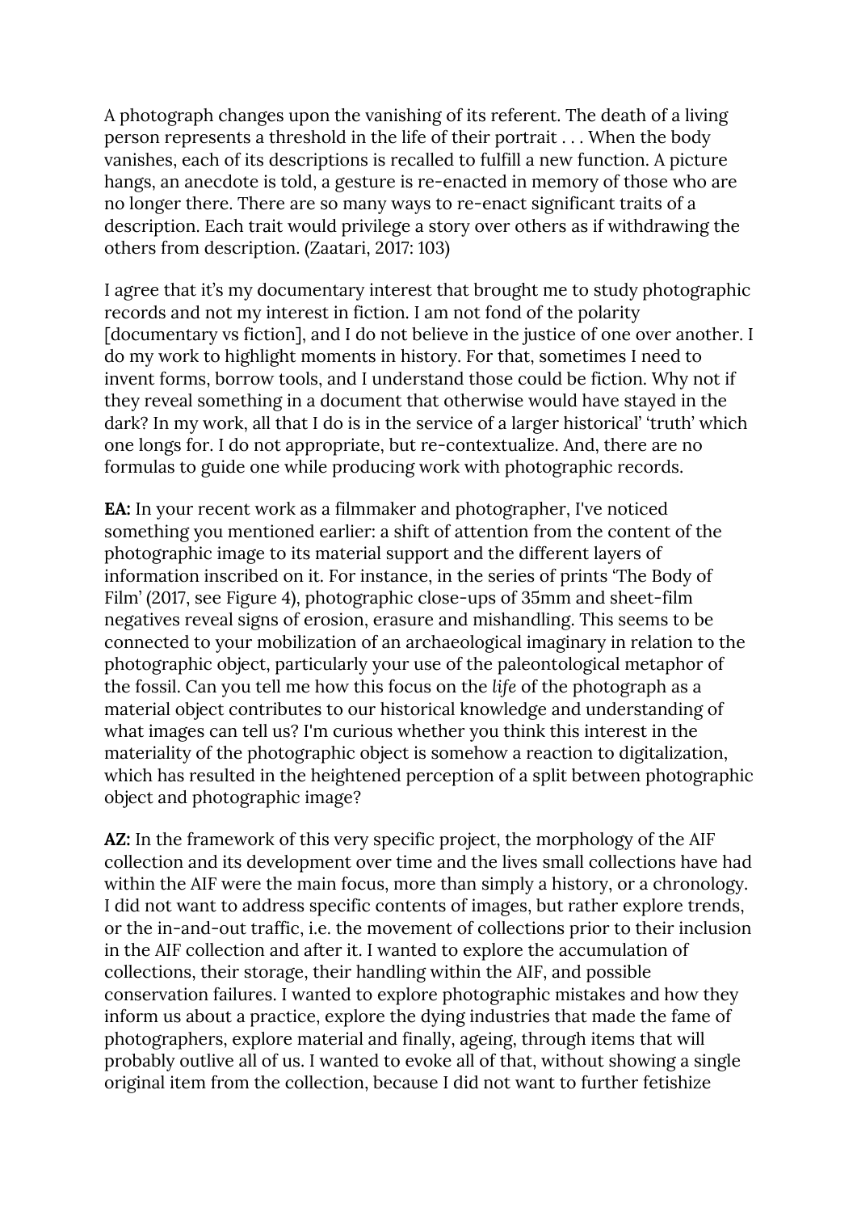A photograph changes upon the vanishing of its referent. The death of a living person represents a threshold in the life of their portrait . . . When the body vanishes, each of its descriptions is recalled to fulfill a new function. A picture hangs, an anecdote is told, a gesture is re-enacted in memory of those who are no longer there. There are so many ways to re-enact significant traits of a description. Each trait would privilege a story over others as if withdrawing the others from description. (Zaatari, 2017: 103)

I agree that it's my documentary interest that brought me to study photographic records and not my interest in fiction. I am not fond of the polarity [documentary vs fiction], and I do not believe in the justice of one over another. I do my work to highlight moments in history. For that, sometimes I need to invent forms, borrow tools, and I understand those could be fiction. Why not if they reveal something in a document that otherwise would have stayed in the dark? In my work, all that I do is in the service of a larger historical' 'truth' which one longs for. I do not appropriate, but re-contextualize. And, there are no formulas to guide one while producing work with photographic records.

**EA:** In your recent work as a filmmaker and photographer, I've noticed something you mentioned earlier: a shift of attention from the content of the photographic image to its material support and the different layers of information inscribed on it. For instance, in the series of prints 'The Body of Film' (2017, see Figure 4), photographic close-ups of 35mm and sheet-film negatives reveal signs of erosion, erasure and mishandling. This seems to be connected to your mobilization of an archaeological imaginary in relation to the photographic object, particularly your use of the paleontological metaphor of the fossil. Can you tell me how this focus on the *life* of the photograph as a material object contributes to our historical knowledge and understanding of what images can tell us? I'm curious whether you think this interest in the materiality of the photographic object is somehow a reaction to digitalization, which has resulted in the heightened perception of a split between photographic object and photographic image?

**AZ:** In the framework of this very specific project, the morphology of the AIF collection and its development over time and the lives small collections have had within the AIF were the main focus, more than simply a history, or a chronology. I did not want to address specific contents of images, but rather explore trends, or the in-and-out traffic, i.e. the movement of collections prior to their inclusion in the AIF collection and after it. I wanted to explore the accumulation of collections, their storage, their handling within the AIF, and possible conservation failures. I wanted to explore photographic mistakes and how they inform us about a practice, explore the dying industries that made the fame of photographers, explore material and finally, ageing, through items that will probably outlive all of us. I wanted to evoke all of that, without showing a single original item from the collection, because I did not want to further fetishize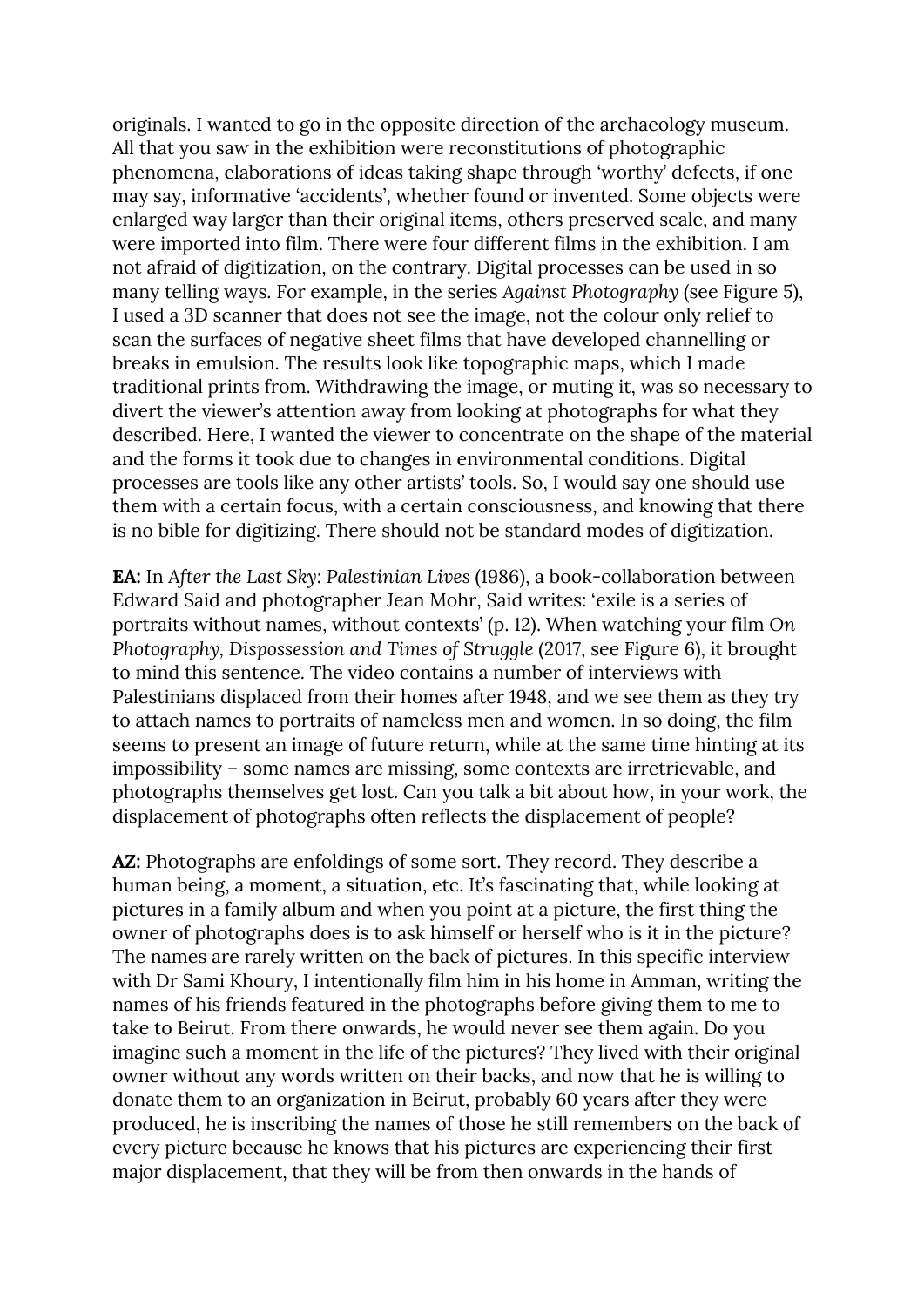originals. I wanted to go in the opposite direction of the archaeology museum. All that you saw in the exhibition were reconstitutions of photographic phenomena, elaborations of ideas taking shape through 'worthy' defects, if one may say, informative 'accidents', whether found or invented. Some objects were enlarged way larger than their original items, others preserved scale, and many were imported into film. There were four different films in the exhibition. I am not afraid of digitization, on the contrary. Digital processes can be used in so many telling ways. For example, in the series *Against Photography* (see Figure 5), I used a 3D scanner that does not see the image, not the colour only relief to scan the surfaces of negative sheet films that have developed channelling or breaks in emulsion. The results look like topographic maps, which I made traditional prints from. Withdrawing the image, or muting it, was so necessary to divert the viewer's attention away from looking at photographs for what they described. Here, I wanted the viewer to concentrate on the shape of the material and the forms it took due to changes in environmental conditions. Digital processes are tools like any other artists' tools. So, I would say one should use them with a certain focus, with a certain consciousness, and knowing that there is no bible for digitizing. There should not be standard modes of digitization.

**EA:** In *After the Last Sky: Palestinian Lives* (1986), a book-collaboration between Edward Said and photographer Jean Mohr, Said writes: 'exile is a series of portraits without names, without contexts' (p. 12). When watching your film *On Photography, Dispossession and Times of Struggle* (2017, see Figure 6), it brought to mind this sentence. The video contains a number of interviews with Palestinians displaced from their homes after 1948, and we see them as they try to attach names to portraits of nameless men and women. In so doing, the film seems to present an image of future return, while at the same time hinting at its impossibility – some names are missing, some contexts are irretrievable, and photographs themselves get lost. Can you talk a bit about how, in your work, the displacement of photographs often reflects the displacement of people?

**AZ:** Photographs are enfoldings of some sort. They record. They describe a human being, a moment, a situation, etc. It's fascinating that, while looking at pictures in a family album and when you point at a picture, the first thing the owner of photographs does is to ask himself or herself who is it in the picture? The names are rarely written on the back of pictures. In this specific interview with Dr Sami Khoury, I intentionally film him in his home in Amman, writing the names of his friends featured in the photographs before giving them to me to take to Beirut. From there onwards, he would never see them again. Do you imagine such a moment in the life of the pictures? They lived with their original owner without any words written on their backs, and now that he is willing to donate them to an organization in Beirut, probably 60 years after they were produced, he is inscribing the names of those he still remembers on the back of every picture because he knows that his pictures are experiencing their first major displacement, that they will be from then onwards in the hands of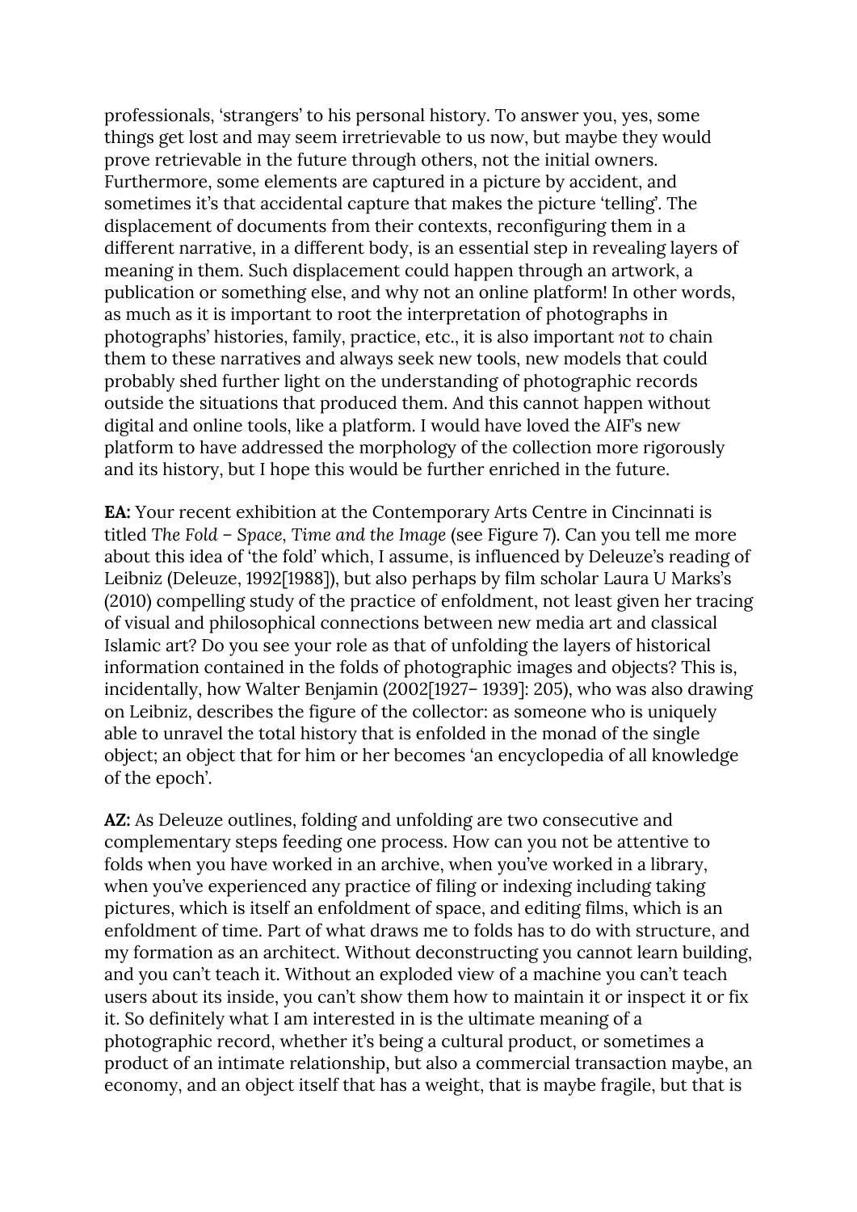professionals, 'strangers' to his personal history. To answer you, yes, some things get lost and may seem irretrievable to us now, but maybe they would prove retrievable in the future through others, not the initial owners. Furthermore, some elements are captured in a picture by accident, and sometimes it's that accidental capture that makes the picture 'telling'. The displacement of documents from their contexts, reconfiguring them in a different narrative, in a different body, is an essential step in revealing layers of meaning in them. Such displacement could happen through an artwork, a publication or something else, and why not an online platform! In other words, as much as it is important to root the interpretation of photographs in photographs' histories, family, practice, etc., it is also important *not to* chain them to these narratives and always seek new tools, new models that could probably shed further light on the understanding of photographic records outside the situations that produced them. And this cannot happen without digital and online tools, like a platform. I would have loved the AIF's new platform to have addressed the morphology of the collection more rigorously and its history, but I hope this would be further enriched in the future.

**EA:** Your recent exhibition at the Contemporary Arts Centre in Cincinnati is titled *The Fold – Space, Time and the Image* (see Figure 7). Can you tell me more about this idea of 'the fold' which, I assume, is influenced by Deleuze's reading of Leibniz (Deleuze, 1992[1988]), but also perhaps by film scholar Laura U Marks's (2010) compelling study of the practice of enfoldment, not least given her tracing of visual and philosophical connections between new media art and classical Islamic art? Do you see your role as that of unfolding the layers of historical information contained in the folds of photographic images and objects? This is, incidentally, how Walter Benjamin (2002[1927– 1939]: 205), who was also drawing on Leibniz, describes the figure of the collector: as someone who is uniquely able to unravel the total history that is enfolded in the monad of the single object; an object that for him or her becomes 'an encyclopedia of all knowledge of the epoch'.

**AZ:** As Deleuze outlines, folding and unfolding are two consecutive and complementary steps feeding one process. How can you not be attentive to folds when you have worked in an archive, when you've worked in a library, when you've experienced any practice of filing or indexing including taking pictures, which is itself an enfoldment of space, and editing films, which is an enfoldment of time. Part of what draws me to folds has to do with structure, and my formation as an architect. Without deconstructing you cannot learn building, and you can't teach it. Without an exploded view of a machine you can't teach users about its inside, you can't show them how to maintain it or inspect it or fix it. So definitely what I am interested in is the ultimate meaning of a photographic record, whether it's being a cultural product, or sometimes a product of an intimate relationship, but also a commercial transaction maybe, an economy, and an object itself that has a weight, that is maybe fragile, but that is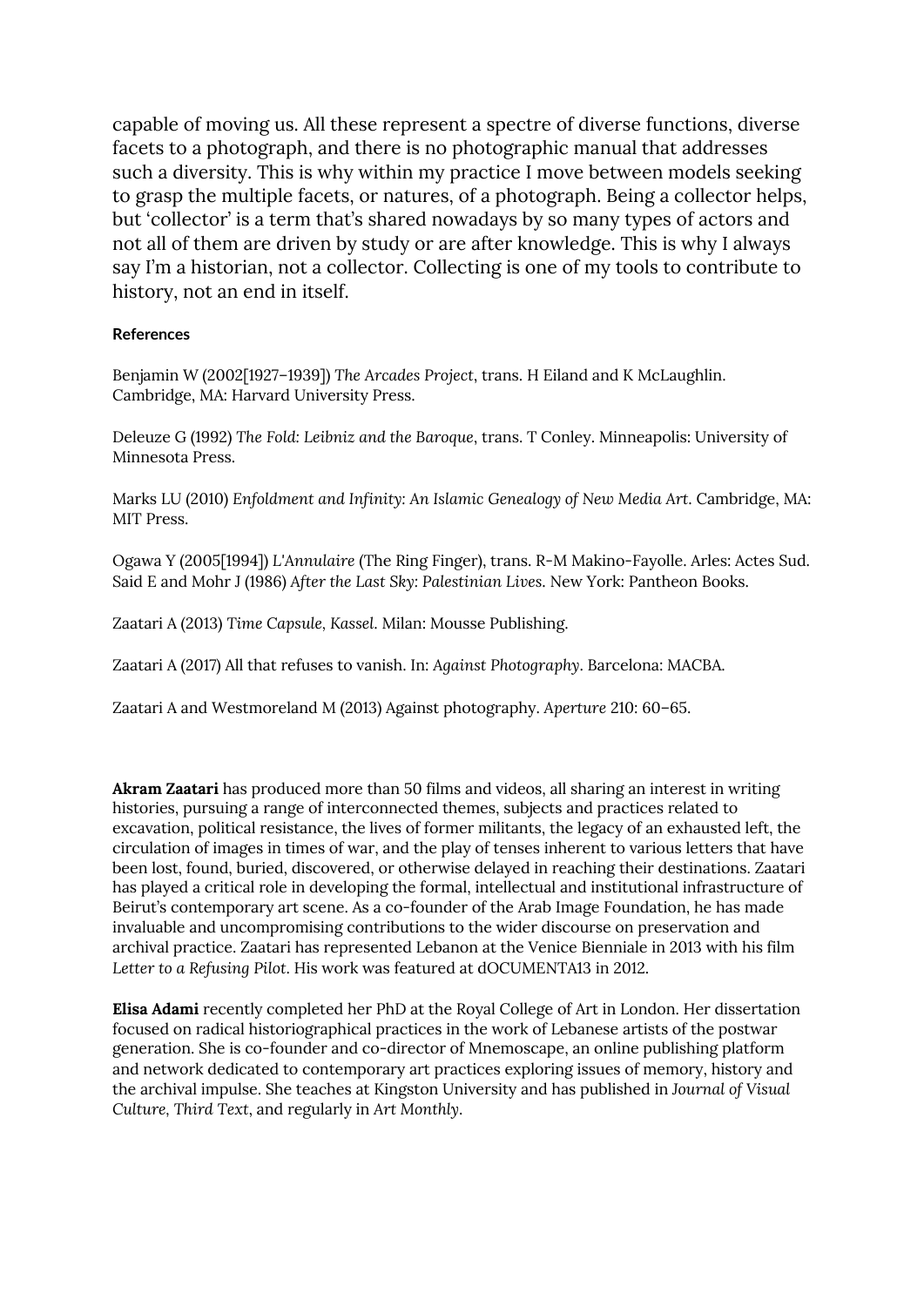capable of moving us. All these represent a spectre of diverse functions, diverse facets to a photograph, and there is no photographic manual that addresses such a diversity. This is why within my practice I move between models seeking to grasp the multiple facets, or natures, of a photograph. Being a collector helps, but 'collector' is a term that's shared nowadays by so many types of actors and not all of them are driven by study or are after knowledge. This is why I always say I'm a historian, not a collector. Collecting is one of my tools to contribute to history, not an end in itself.

#### References

Benjamin W (2002[1927–1939]) *The Arcades Project*, trans. H Eiland and K McLaughlin. Cambridge, MA: Harvard University Press.

Deleuze G (1992) *The Fold: Leibniz and the Baroque*, trans. T Conley. Minneapolis: University of Minnesota Press.

Marks LU (2010) *Enfoldment and Infinity: An Islamic Genealogy of New Media Art*. Cambridge, MA: MIT Press.

Ogawa Y (2005[1994]) *L'Annulaire* (The Ring Finger), trans. R-M Makino-Fayolle. Arles: Actes Sud.
Said E and Mohr J (1986) *After the Last Sky: Palestinian Lives*. New York: Pantheon Books.

Zaatari A (2013) *Time Capsule, Kassel*. Milan: Mousse Publishing.

Zaatari A (2017) All that refuses to vanish. In: *Against Photography*. Barcelona: MACBA.

Zaatari A and Westmoreland M (2013) Against photography. *Aperture* 210: 60–65.

**Akram Zaatari** has produced more than 50 films and videos, all sharing an interest in writing histories, pursuing a range of interconnected themes, subjects and practices related to excavation, political resistance, the lives of former militants, the legacy of an exhausted left, the circulation of images in times of war, and the play of tenses inherent to various letters that have been lost, found, buried, discovered, or otherwise delayed in reaching their destinations. Zaatari has played a critical role in developing the formal, intellectual and institutional infrastructure of Beirut's contemporary art scene. As a co-founder of the Arab Image Foundation, he has made invaluable and uncompromising contributions to the wider discourse on preservation and archival practice. Zaatari has represented Lebanon at the Venice Bienniale in 2013 with his film *Letter to a Refusing Pilot*. His work was featured at dOCUMENTA13 in 2012.

**Elisa Adami** recently completed her PhD at the Royal College of Art in London. Her dissertation focused on radical historiographical practices in the work of Lebanese artists of the postwar generation. She is co-founder and co-director of Mnemoscape, an online publishing platform and network dedicated to contemporary art practices exploring issues of memory, history and the archival impulse. She teaches at Kingston University and has published in *Journal of Visual Culture*, *Third Text*, and regularly in *Art Monthly*.